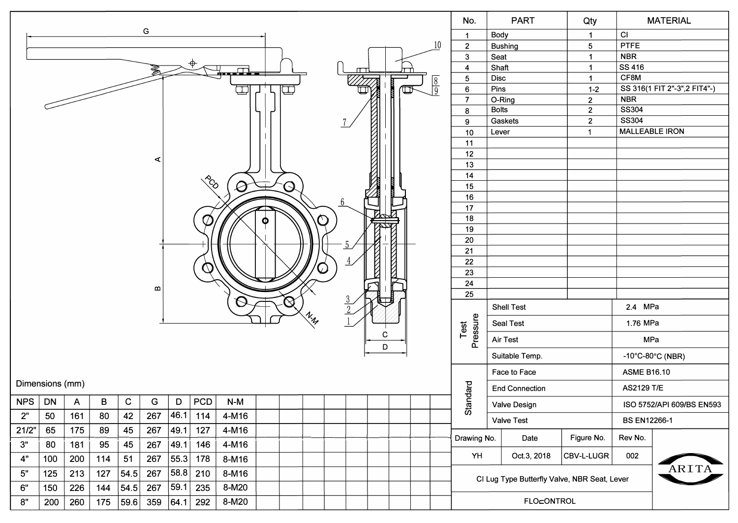| No. | PART | Qty | MATERIAL |
|---|---|---|---|
| 1 | Body | 1 | CI |
| 2 | Bushing | 5 | PTFE |
| 3 | Seat | 1 | NBR |
| 4 | Shaft | 1 | SS 416 |
| 5 | Disc | 1 | CF8M |
| 6 | Pins | 1-2 | SS 316(1 FIT 2"-3",2 FIT4"-) |
| 7 | O-Ring | 2 | NBR |
| 8 | Bolts | 2 | SS304 |
| 9 | Gaskets | 2 | SS304 |
| 10 | Lever | 1 | MALLEABLE IRON |
| 11 | | | |
| 12 | | | |
| 13 | | | |
| 14 | | | |
| 15 | | | |
| 16 | | | |
| 17 | | | |
| 18 | | | |
| 19 | | | |
| 20 | | | |
| 21 | | | |
| 22 | | | |
| 23 | | | |
| 24 | | | |
| 25 | | | |

| Test Pressure | | |
|---|---|---|
| | Shell Test | 2.4 MPa |
| | Seal Test | 1.76 MPa |
| | Air Test | MPa |
| | Suitable Temp. | -10°C-80°C (NBR) |

| Standard | | |
|---|---|---|
| | Face to Face | ASME B16.10 |
| | End Connection | AS2129 T/E |
| | Valve Design | ISO 5752/API 609/BS EN593 |
| | Valve Test | BS EN12266-1 |

Dimensions (mm)

| NPS | DN | A | B | C | G | D | PCD | N-M |
|---|---|---|---|---|---|---|---|---|
| 2" | 50 | 161 | 80 | 42 | 267 | 46.1 | 114 | 4-M16 |
| 21/2" | 65 | 175 | 89 | 45 | 267 | 49.1 | 127 | 4-M16 |
| 3" | 80 | 181 | 95 | 45 | 267 | 49.1 | 146 | 4-M16 |
| 4" | 100 | 200 | 114 | 51 | 267 | 55.3 | 178 | 8-M16 |
| 5" | 125 | 213 | 127 | 54.5 | 267 | 58.8 | 210 | 8-M16 |
| 6" | 150 | 226 | 144 | 54.5 | 267 | 59.1 | 235 | 8-M20 |
| 8" | 200 | 260 | 175 | 59.6 | 359 | 64.1 | 292 | 8-M20 |

| Drawing No. | Date | Figure No. | Rev No. |
|---|---|---|---|
| YH | Oct.3, 2018 | CBV-L-LUGR | 002 |

CI Lug Type Butterfly Valve, NBR Seat, Lever

FLOCONTROL

ARITA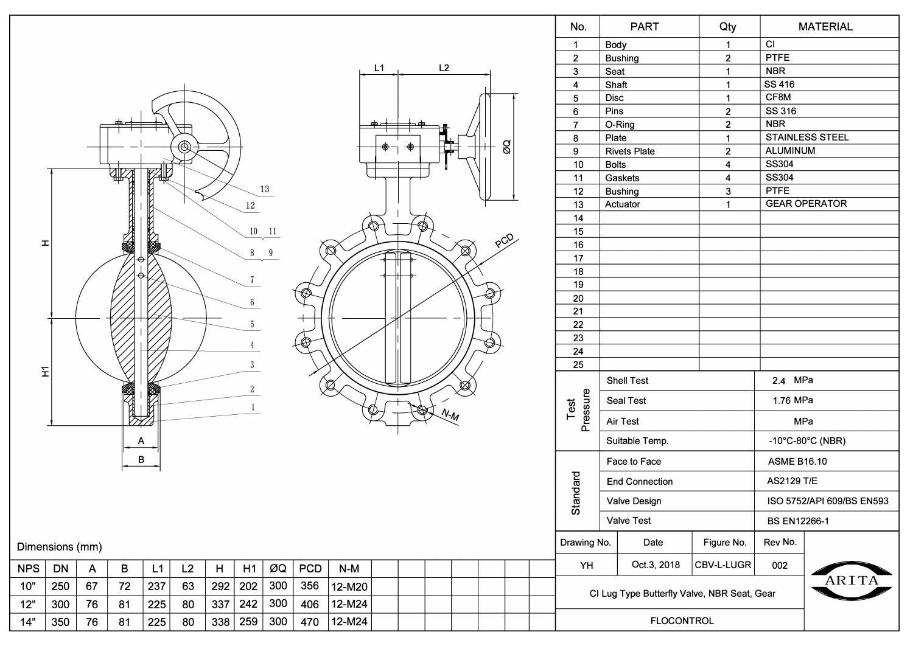| No. | PART | Qty | MATERIAL |
|---|---|---|---|
| 1 | Body | 1 | CI |
| 2 | Bushing | 2 | PTFE |
| 3 | Seat | 1 | NBR |
| 4 | Shaft | 1 | SS 416 |
| 5 | Disc | 1 | CF8M |
| 6 | Pins | 2 | SS 316 |
| 7 | O-Ring | 2 | NBR |
| 8 | Plate | 1 | STAINLESS STEEL |
| 9 | Rivets Plate | 2 | ALUMINUM |
| 10 | Bolts | 4 | SS304 |
| 11 | Gaskets | 4 | SS304 |
| 12 | Bushing | 3 | PTFE |
| 13 | Actuator | 1 | GEAR OPERATOR |
| 14 | | | |
| 15 | | | |
| 16 | | | |
| 17 | | | |
| 18 | | | |
| 19 | | | |
| 20 | | | |
| 21 | | | |
| 22 | | | |
| 23 | | | |
| 24 | | | |
| 25 | | | |

| Test Pressure | | |
|---|---|---|
| | Shell Test | 2.4 MPa |
| | Seal Test | 1.76 MPa |
| | Air Test | MPa |
| | Suitable Temp. | -10°C-80°C (NBR) |

| Standard | | |
|---|---|---|
| | Face to Face | ASME B16.10 |
| | End Connection | AS2129 T/E |
| | Valve Design | ISO 5752/API 609/BS EN593 |
| | Valve Test | BS EN12266-1 |

| Drawing No. | Date | Figure No. | Rev No. |
|---|---|---|---|
| YH | Oct.3, 2018 | CBV-L-LUGR | 002 |

CI Lug Type Butterfly Valve, NBR Seat, Gear

FLOCONTROL

ARITA

Dimensions (mm)

| NPS | DN | A | B | L1 | L2 | H | H1 | ØQ | PCD | N-M |
|---|---|---|---|---|---|---|---|---|---|---|
| 10" | 250 | 67 | 72 | 237 | 63 | 292 | 202 | 300 | 356 | 12-M20 |
| 12" | 300 | 76 | 81 | 225 | 80 | 337 | 242 | 300 | 406 | 12-M24 |
| 14" | 350 | 76 | 81 | 225 | 80 | 338 | 259 | 300 | 470 | 12-M24 |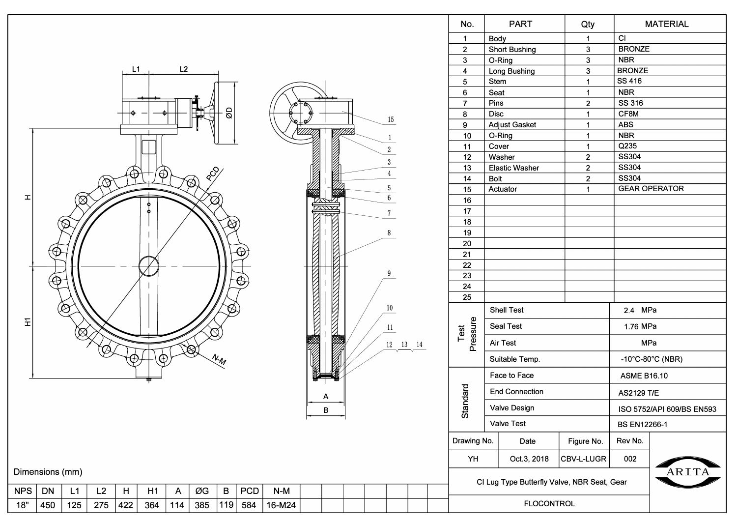| No. | PART | Qty | MATERIAL |
|---|---|---|---|
| 1 | Body | 1 | CI |
| 2 | Short Bushing | 3 | BRONZE |
| 3 | O-Ring | 3 | NBR |
| 4 | Long Bushing | 3 | BRONZE |
| 5 | Stem | 1 | SS 416 |
| 6 | Seat | 1 | NBR |
| 7 | Pins | 2 | SS 316 |
| 8 | Disc | 1 | CF8M |
| 9 | Adjust Gasket | 1 | ABS |
| 10 | O-Ring | 1 | NBR |
| 11 | Cover | 1 | Q235 |
| 12 | Washer | 2 | SS304 |
| 13 | Elastic Washer | 2 | SS304 |
| 14 | Bolt | 2 | SS304 |
| 15 | Actuator | 1 | GEAR OPERATOR |
| 16 | | | |
| 17 | | | |
| 18 | | | |
| 19 | | | |
| 20 | | | |
| 21 | | | |
| 22 | | | |
| 23 | | | |
| 24 | | | |
| 25 | | | |

| | | |
|---|---|---|
| Test Pressure | Shell Test | 2.4 MPa |
| | Seal Test | 1.76 MPa |
| | Air Test | MPa |
| | Suitable Temp. | -10°C-80°C (NBR) |
| Standard | Face to Face | ASME B16.10 |
| | End Connection | AS2129 T/E |
| | Valve Design | ISO 5752/API 609/BS EN593 |
| | Valve Test | BS EN12266-1 |

| Drawing No. | Date | Figure No. | Rev No. |
|---|---|---|---|
| YH | Oct.3, 2018 | CBV-L-LUGR | 002 |

CI Lug Type Butterfly Valve, NBR Seat, Gear

FLOCONTROL

ARITA

Dimensions (mm)

| NPS | DN | L1 | L2 | H | H1 | A | ØG | B | PCD | N-M |
|---|---|---|---|---|---|---|---|---|---|---|
| 18" | 450 | 125 | 275 | 422 | 364 | 114 | 385 | 119 | 584 | 16-M24 |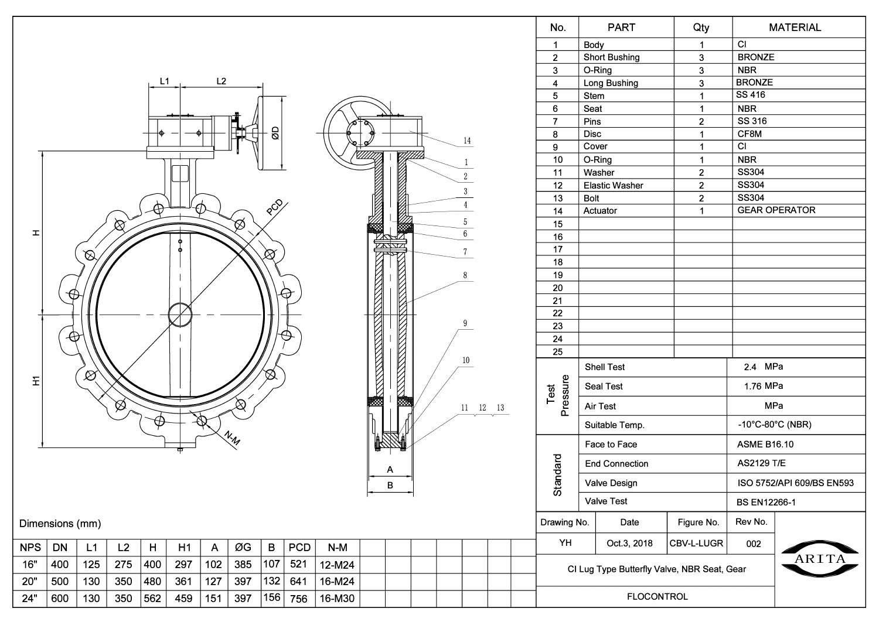| No. | PART | Qty | MATERIAL |
|---|---|---|---|
| 1 | Body | 1 | CI |
| 2 | Short Bushing | 3 | BRONZE |
| 3 | O-Ring | 3 | NBR |
| 4 | Long Bushing | 3 | BRONZE |
| 5 | Stem | 1 | SS 416 |
| 6 | Seat | 1 | NBR |
| 7 | Pins | 2 | SS 316 |
| 8 | Disc | 1 | CF8M |
| 9 | Cover | 1 | CI |
| 10 | O-Ring | 1 | NBR |
| 11 | Washer | 2 | SS304 |
| 12 | Elastic Washer | 2 | SS304 |
| 13 | Bolt | 2 | SS304 |
| 14 | Actuator | 1 | GEAR OPERATOR |
| 15 | | | |
| 16 | | | |
| 17 | | | |
| 18 | | | |
| 19 | | | |
| 20 | | | |
| 21 | | | |
| 22 | | | |
| 23 | | | |
| 24 | | | |
| 25 | | | |

| | | |
|---|---|---|
| Test Pressure | Shell Test | 2.4 MPa |
| | Seal Test | 1.76 MPa |
| | Air Test | MPa |
| | Suitable Temp. | -10°C-80°C (NBR) |
| Standard | Face to Face | ASME B16.10 |
| | End Connection | AS2129 T/E |
| | Valve Design | ISO 5752/API 609/BS EN593 |
| | Valve Test | BS EN12266-1 |

| Drawing No. | Date | Figure No. | Rev No. |
|---|---|---|---|
| YH | Oct.3, 2018 | CBV-L-LUGR | 002 |

CI Lug Type Butterfly Valve, NBR Seat, Gear

FLOCONTROL

ARITA

L1 L2 ØD H H1 PCD N-M A B

14 1 2 3 4 5 6 7 8 9 10 11 12 13

Dimensions (mm)

| NPS | DN | L1 | L2 | H | H1 | A | ØG | B | PCD | N-M |
|---|---|---|---|---|---|---|---|---|---|---|
| 16" | 400 | 125 | 275 | 400 | 297 | 102 | 385 | 107 | 521 | 12-M24 |
| 20" | 500 | 130 | 350 | 480 | 361 | 127 | 397 | 132 | 641 | 16-M24 |
| 24" | 600 | 130 | 350 | 562 | 459 | 151 | 397 | 156 | 756 | 16-M30 |